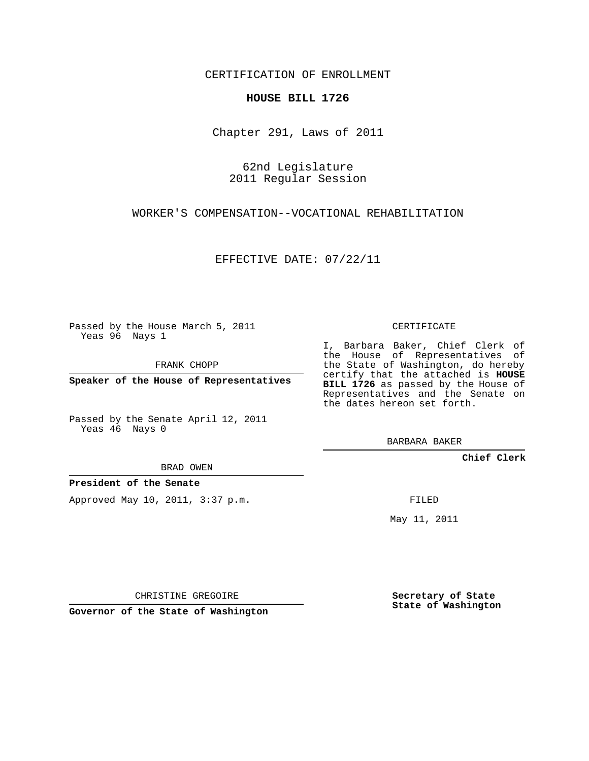CERTIFICATION OF ENROLLMENT

**HOUSE BILL 1726**

Chapter 291, Laws of 2011

62nd Legislature
2011 Regular Session

WORKER'S COMPENSATION--VOCATIONAL REHABILITATION

EFFECTIVE DATE: 07/22/11

Passed by the House March 5, 2011
Yeas 96 Nays 1

FRANK CHOPP

**Speaker of the House of Representatives**

Passed by the Senate April 12, 2011
Yeas 46 Nays 0

BRAD OWEN

**President of the Senate**

Approved May 10, 2011, 3:37 p.m.

CHRISTINE GREGOIRE

**Governor of the State of Washington**

CERTIFICATE

I, Barbara Baker, Chief Clerk of the House of Representatives of the State of Washington, do hereby certify that the attached is **HOUSE BILL 1726** as passed by the House of Representatives and the Senate on the dates hereon set forth.

BARBARA BAKER

**Chief Clerk**

FILED

May 11, 2011

**Secretary of State**
**State of Washington**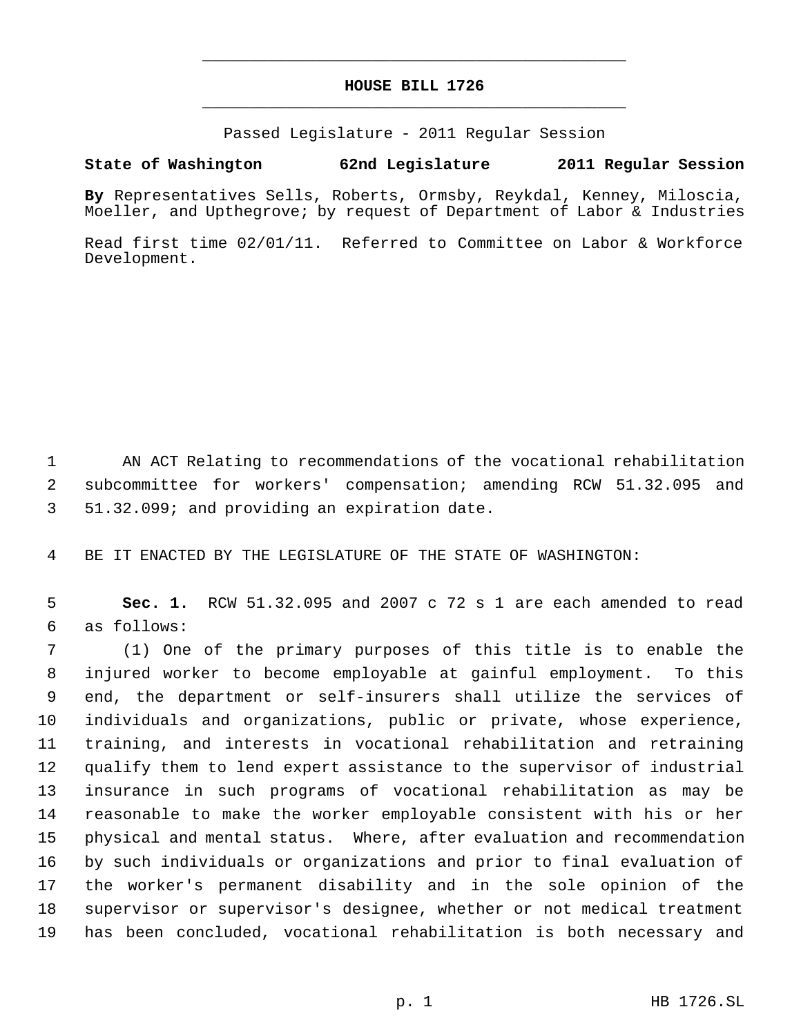# HOUSE BILL 1726

Passed Legislature - 2011 Regular Session

**State of Washington 62nd Legislature 2011 Regular Session**

**By** Representatives Sells, Roberts, Ormsby, Reykdal, Kenney, Miloscia, Moeller, and Upthegrove; by request of Department of Labor & Industries

Read first time 02/01/11. Referred to Committee on Labor & Workforce Development.

AN ACT Relating to recommendations of the vocational rehabilitation subcommittee for workers' compensation; amending RCW 51.32.095 and 51.32.099; and providing an expiration date.

BE IT ENACTED BY THE LEGISLATURE OF THE STATE OF WASHINGTON:

**Sec. 1.** RCW 51.32.095 and 2007 c 72 s 1 are each amended to read as follows:

(1) One of the primary purposes of this title is to enable the injured worker to become employable at gainful employment. To this end, the department or self-insurers shall utilize the services of individuals and organizations, public or private, whose experience, training, and interests in vocational rehabilitation and retraining qualify them to lend expert assistance to the supervisor of industrial insurance in such programs of vocational rehabilitation as may be reasonable to make the worker employable consistent with his or her physical and mental status. Where, after evaluation and recommendation by such individuals or organizations and prior to final evaluation of the worker's permanent disability and in the sole opinion of the supervisor or supervisor's designee, whether or not medical treatment has been concluded, vocational rehabilitation is both necessary and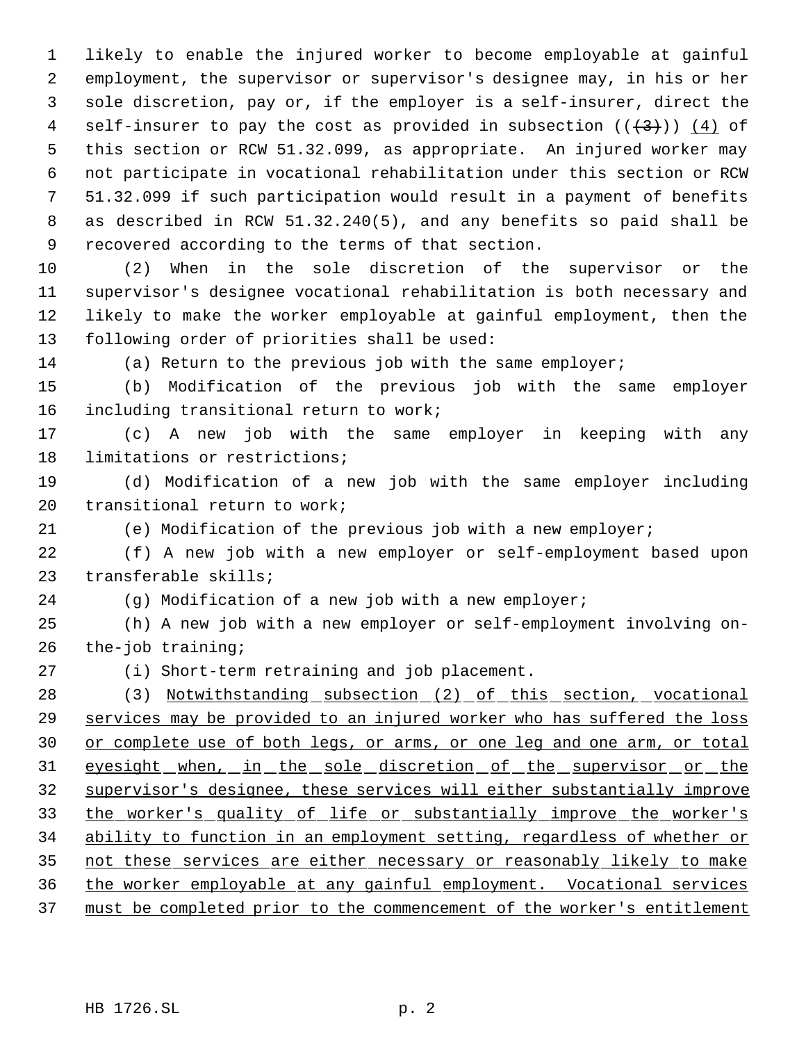likely to enable the injured worker to become employable at gainful employment, the supervisor or supervisor's designee may, in his or her sole discretion, pay or, if the employer is a self-insurer, direct the self-insurer to pay the cost as provided in subsection ((~~(3)~~)) <u>(4)</u> of this section or RCW 51.32.099, as appropriate. An injured worker may not participate in vocational rehabilitation under this section or RCW 51.32.099 if such participation would result in a payment of benefits as described in RCW 51.32.240(5), and any benefits so paid shall be recovered according to the terms of that section.

(2) When in the sole discretion of the supervisor or the supervisor's designee vocational rehabilitation is both necessary and likely to make the worker employable at gainful employment, then the following order of priorities shall be used:

(a) Return to the previous job with the same employer;

(b) Modification of the previous job with the same employer including transitional return to work;

(c) A new job with the same employer in keeping with any limitations or restrictions;

(d) Modification of a new job with the same employer including transitional return to work;

(e) Modification of the previous job with a new employer;

(f) A new job with a new employer or self-employment based upon transferable skills;

(g) Modification of a new job with a new employer;

(h) A new job with a new employer or self-employment involving on-the-job training;

(i) Short-term retraining and job placement.

(3) <u>Notwithstanding subsection (2) of this section, vocational services may be provided to an injured worker who has suffered the loss or complete use of both legs, or arms, or one leg and one arm, or total eyesight when, in the sole discretion of the supervisor or the supervisor's designee, these services will either substantially improve the worker's quality of life or substantially improve the worker's ability to function in an employment setting, regardless of whether or not these services are either necessary or reasonably likely to make the worker employable at any gainful employment. Vocational services must be completed prior to the commencement of the worker's entitlement</u>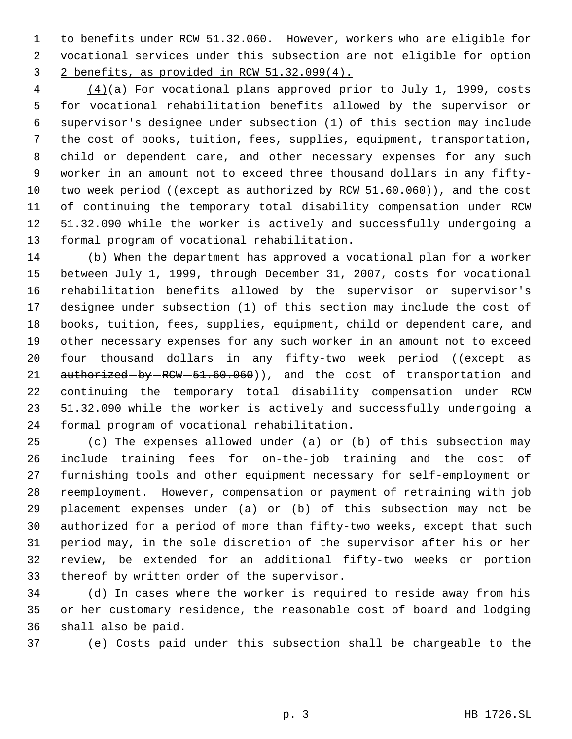to benefits under RCW 51.32.060. However, workers who are eligible for vocational services under this subsection are not eligible for option 2 benefits, as provided in RCW 51.32.099(4).

(4)(a) For vocational plans approved prior to July 1, 1999, costs for vocational rehabilitation benefits allowed by the supervisor or supervisor's designee under subsection (1) of this section may include the cost of books, tuition, fees, supplies, equipment, transportation, child or dependent care, and other necessary expenses for any such worker in an amount not to exceed three thousand dollars in any fifty-two week period ((~~except as authorized by RCW 51.60.060~~)), and the cost of continuing the temporary total disability compensation under RCW 51.32.090 while the worker is actively and successfully undergoing a formal program of vocational rehabilitation.

(b) When the department has approved a vocational plan for a worker between July 1, 1999, through December 31, 2007, costs for vocational rehabilitation benefits allowed by the supervisor or supervisor's designee under subsection (1) of this section may include the cost of books, tuition, fees, supplies, equipment, child or dependent care, and other necessary expenses for any such worker in an amount not to exceed four thousand dollars in any fifty-two week period ((~~except as authorized by RCW 51.60.060~~)), and the cost of transportation and continuing the temporary total disability compensation under RCW 51.32.090 while the worker is actively and successfully undergoing a formal program of vocational rehabilitation.

(c) The expenses allowed under (a) or (b) of this subsection may include training fees for on-the-job training and the cost of furnishing tools and other equipment necessary for self-employment or reemployment. However, compensation or payment of retraining with job placement expenses under (a) or (b) of this subsection may not be authorized for a period of more than fifty-two weeks, except that such period may, in the sole discretion of the supervisor after his or her review, be extended for an additional fifty-two weeks or portion thereof by written order of the supervisor.

(d) In cases where the worker is required to reside away from his or her customary residence, the reasonable cost of board and lodging shall also be paid.

(e) Costs paid under this subsection shall be chargeable to the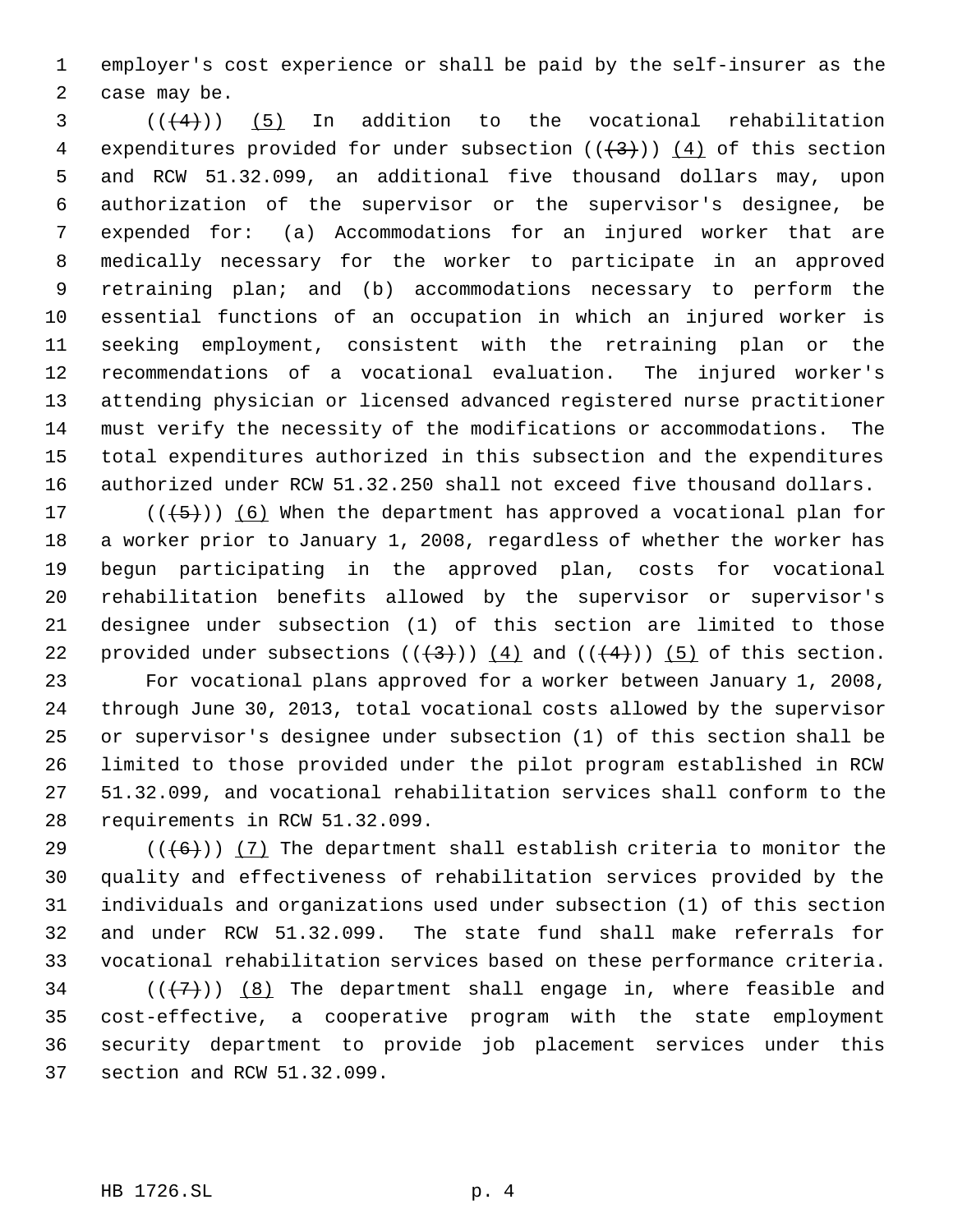employer's cost experience or shall be paid by the self-insurer as the case may be.

((~~(4)~~)) <u>(5)</u> In addition to the vocational rehabilitation expenditures provided for under subsection ((~~(3)~~)) <u>(4)</u> of this section and RCW 51.32.099, an additional five thousand dollars may, upon authorization of the supervisor or the supervisor's designee, be expended for: (a) Accommodations for an injured worker that are medically necessary for the worker to participate in an approved retraining plan; and (b) accommodations necessary to perform the essential functions of an occupation in which an injured worker is seeking employment, consistent with the retraining plan or the recommendations of a vocational evaluation. The injured worker's attending physician or licensed advanced registered nurse practitioner must verify the necessity of the modifications or accommodations. The total expenditures authorized in this subsection and the expenditures authorized under RCW 51.32.250 shall not exceed five thousand dollars.

((~~(5)~~)) <u>(6)</u> When the department has approved a vocational plan for a worker prior to January 1, 2008, regardless of whether the worker has begun participating in the approved plan, costs for vocational rehabilitation benefits allowed by the supervisor or supervisor's designee under subsection (1) of this section are limited to those provided under subsections ((~~(3)~~)) <u>(4)</u> and ((~~(4)~~)) <u>(5)</u> of this section.

For vocational plans approved for a worker between January 1, 2008, through June 30, 2013, total vocational costs allowed by the supervisor or supervisor's designee under subsection (1) of this section shall be limited to those provided under the pilot program established in RCW 51.32.099, and vocational rehabilitation services shall conform to the requirements in RCW 51.32.099.

((~~(6)~~)) <u>(7)</u> The department shall establish criteria to monitor the quality and effectiveness of rehabilitation services provided by the individuals and organizations used under subsection (1) of this section and under RCW 51.32.099. The state fund shall make referrals for vocational rehabilitation services based on these performance criteria.

((~~(7)~~)) <u>(8)</u> The department shall engage in, where feasible and cost-effective, a cooperative program with the state employment security department to provide job placement services under this section and RCW 51.32.099.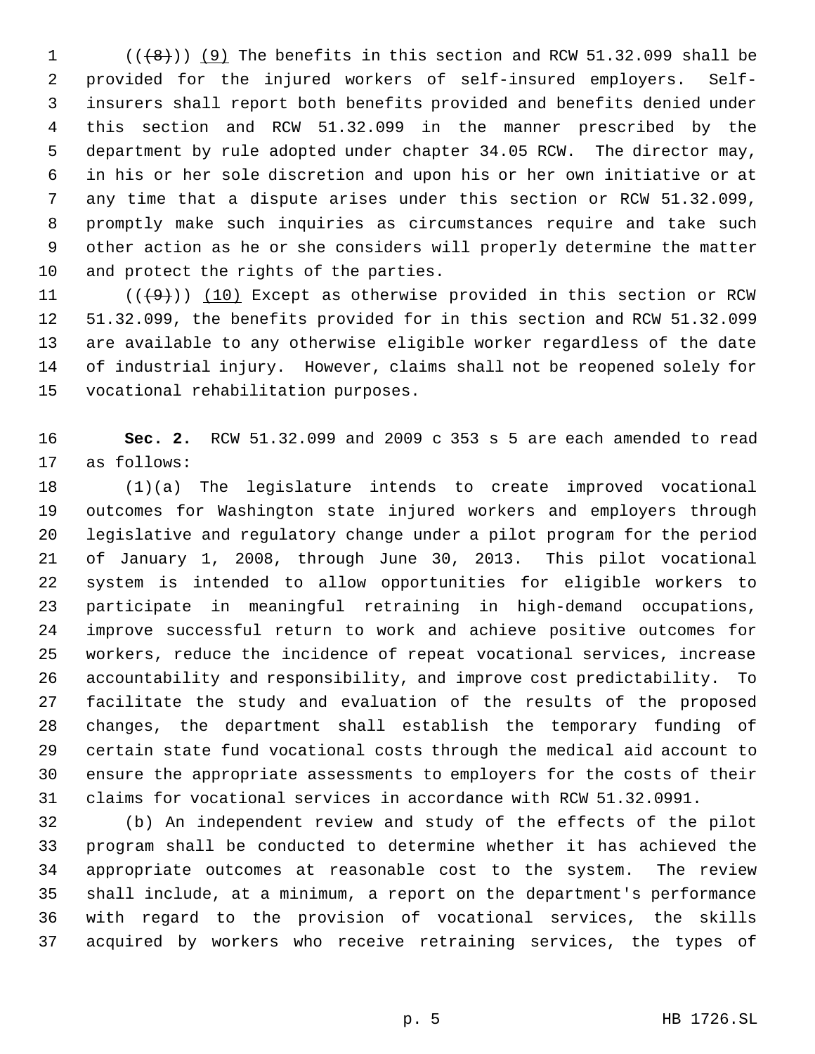(((8))) (9) The benefits in this section and RCW 51.32.099 shall be provided for the injured workers of self-insured employers. Self-insurers shall report both benefits provided and benefits denied under this section and RCW 51.32.099 in the manner prescribed by the department by rule adopted under chapter 34.05 RCW. The director may, in his or her sole discretion and upon his or her own initiative or at any time that a dispute arises under this section or RCW 51.32.099, promptly make such inquiries as circumstances require and take such other action as he or she considers will properly determine the matter and protect the rights of the parties.

(((9))) (10) Except as otherwise provided in this section or RCW 51.32.099, the benefits provided for in this section and RCW 51.32.099 are available to any otherwise eligible worker regardless of the date of industrial injury. However, claims shall not be reopened solely for vocational rehabilitation purposes.

**Sec. 2.** RCW 51.32.099 and 2009 c 353 s 5 are each amended to read as follows:

(1)(a) The legislature intends to create improved vocational outcomes for Washington state injured workers and employers through legislative and regulatory change under a pilot program for the period of January 1, 2008, through June 30, 2013. This pilot vocational system is intended to allow opportunities for eligible workers to participate in meaningful retraining in high-demand occupations, improve successful return to work and achieve positive outcomes for workers, reduce the incidence of repeat vocational services, increase accountability and responsibility, and improve cost predictability. To facilitate the study and evaluation of the results of the proposed changes, the department shall establish the temporary funding of certain state fund vocational costs through the medical aid account to ensure the appropriate assessments to employers for the costs of their claims for vocational services in accordance with RCW 51.32.0991.

(b) An independent review and study of the effects of the pilot program shall be conducted to determine whether it has achieved the appropriate outcomes at reasonable cost to the system. The review shall include, at a minimum, a report on the department's performance with regard to the provision of vocational services, the skills acquired by workers who receive retraining services, the types of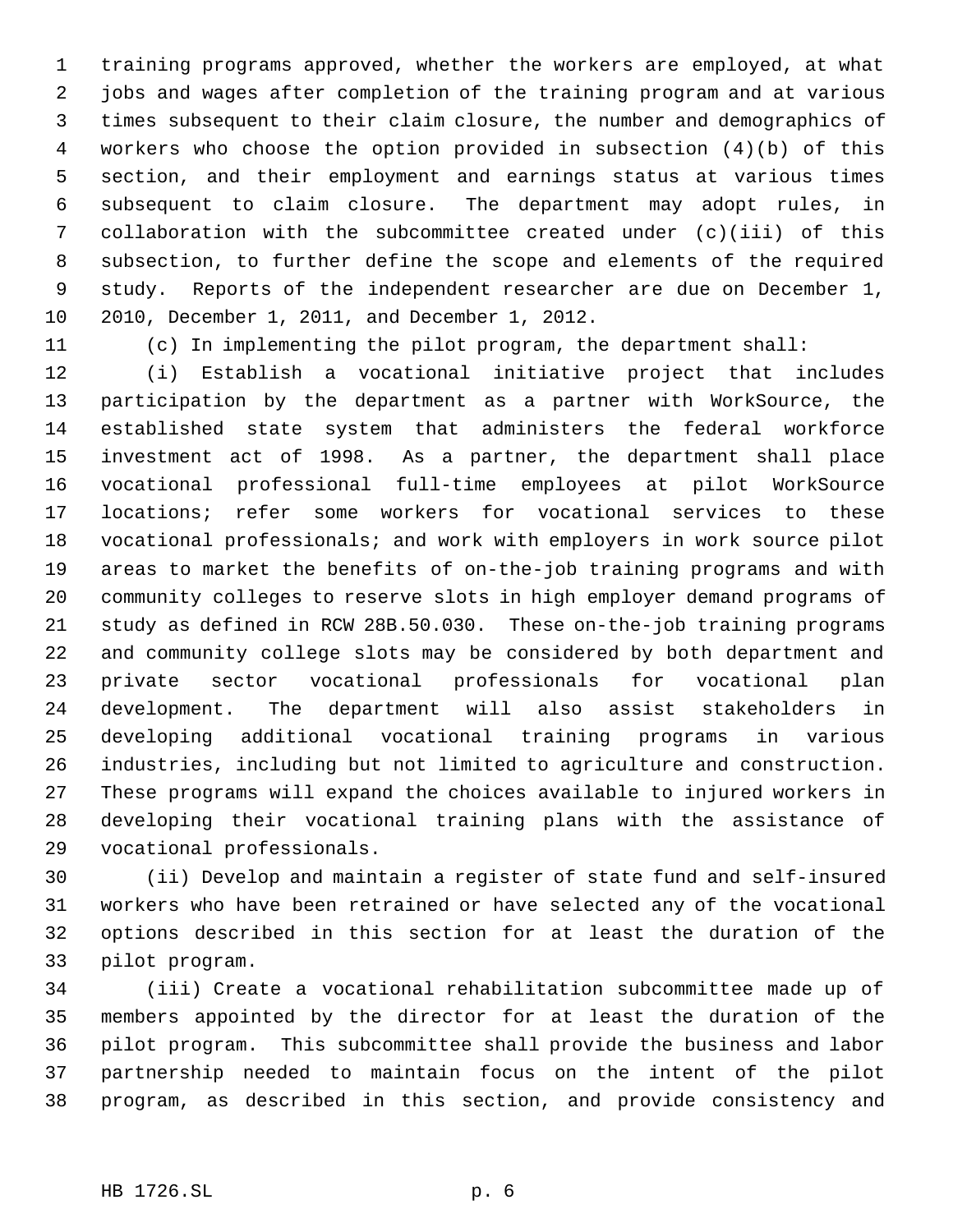training programs approved, whether the workers are employed, at what jobs and wages after completion of the training program and at various times subsequent to their claim closure, the number and demographics of workers who choose the option provided in subsection (4)(b) of this section, and their employment and earnings status at various times subsequent to claim closure. The department may adopt rules, in collaboration with the subcommittee created under (c)(iii) of this subsection, to further define the scope and elements of the required study. Reports of the independent researcher are due on December 1, 2010, December 1, 2011, and December 1, 2012.

(c) In implementing the pilot program, the department shall:

(i) Establish a vocational initiative project that includes participation by the department as a partner with WorkSource, the established state system that administers the federal workforce investment act of 1998. As a partner, the department shall place vocational professional full-time employees at pilot WorkSource locations; refer some workers for vocational services to these vocational professionals; and work with employers in work source pilot areas to market the benefits of on-the-job training programs and with community colleges to reserve slots in high employer demand programs of study as defined in RCW 28B.50.030. These on-the-job training programs and community college slots may be considered by both department and private sector vocational professionals for vocational plan development. The department will also assist stakeholders in developing additional vocational training programs in various industries, including but not limited to agriculture and construction. These programs will expand the choices available to injured workers in developing their vocational training plans with the assistance of vocational professionals.

(ii) Develop and maintain a register of state fund and self-insured workers who have been retrained or have selected any of the vocational options described in this section for at least the duration of the pilot program.

(iii) Create a vocational rehabilitation subcommittee made up of members appointed by the director for at least the duration of the pilot program. This subcommittee shall provide the business and labor partnership needed to maintain focus on the intent of the pilot program, as described in this section, and provide consistency and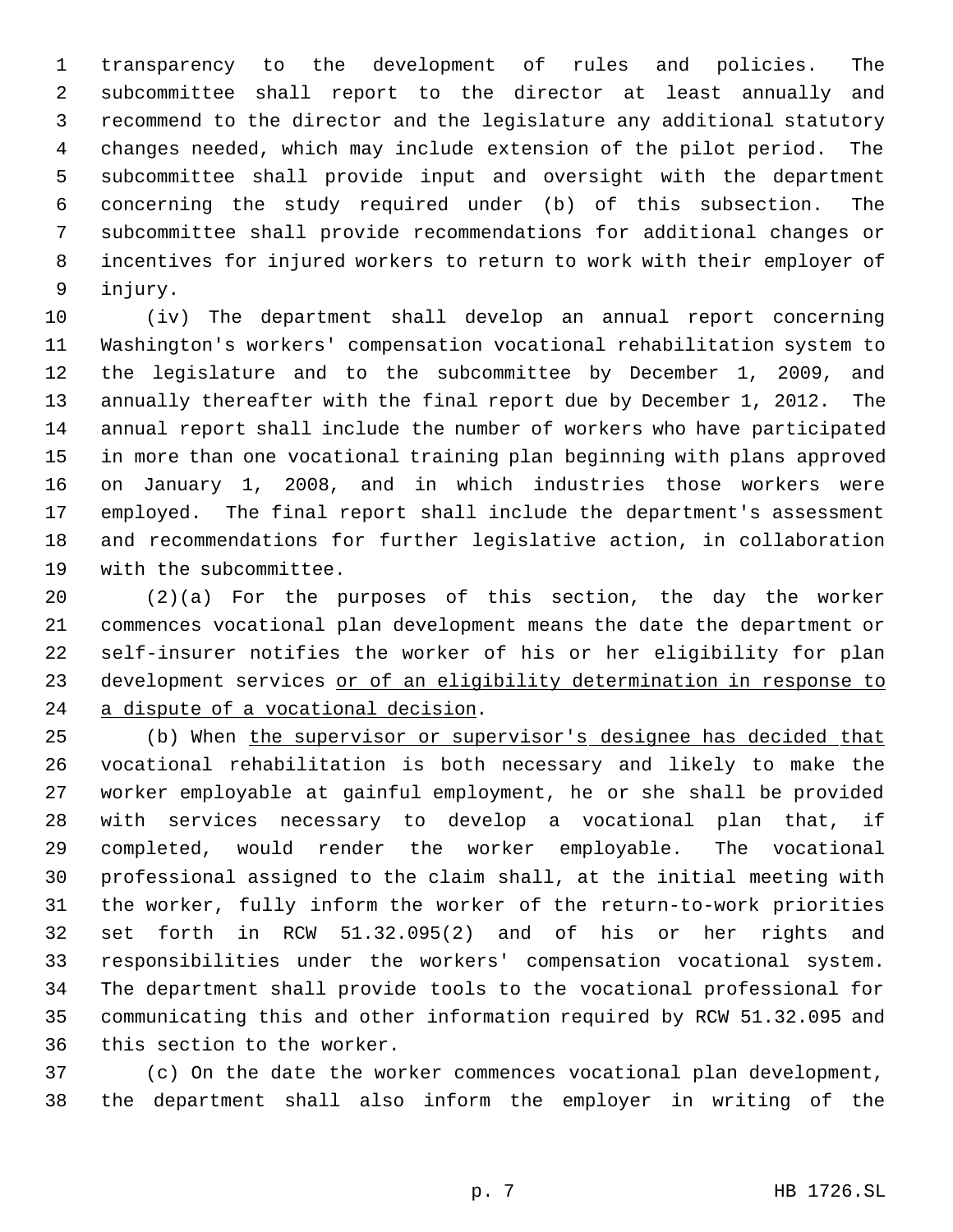transparency to the development of rules and policies. The subcommittee shall report to the director at least annually and recommend to the director and the legislature any additional statutory changes needed, which may include extension of the pilot period. The subcommittee shall provide input and oversight with the department concerning the study required under (b) of this subsection. The subcommittee shall provide recommendations for additional changes or incentives for injured workers to return to work with their employer of injury.

(iv) The department shall develop an annual report concerning Washington's workers' compensation vocational rehabilitation system to the legislature and to the subcommittee by December 1, 2009, and annually thereafter with the final report due by December 1, 2012. The annual report shall include the number of workers who have participated in more than one vocational training plan beginning with plans approved on January 1, 2008, and in which industries those workers were employed. The final report shall include the department's assessment and recommendations for further legislative action, in collaboration with the subcommittee.

(2)(a) For the purposes of this section, the day the worker commences vocational plan development means the date the department or self-insurer notifies the worker of his or her eligibility for plan development services or of an eligibility determination in response to a dispute of a vocational decision.

(b) When the supervisor or supervisor's designee has decided that vocational rehabilitation is both necessary and likely to make the worker employable at gainful employment, he or she shall be provided with services necessary to develop a vocational plan that, if completed, would render the worker employable. The vocational professional assigned to the claim shall, at the initial meeting with the worker, fully inform the worker of the return-to-work priorities set forth in RCW 51.32.095(2) and of his or her rights and responsibilities under the workers' compensation vocational system. The department shall provide tools to the vocational professional for communicating this and other information required by RCW 51.32.095 and this section to the worker.

(c) On the date the worker commences vocational plan development, the department shall also inform the employer in writing of the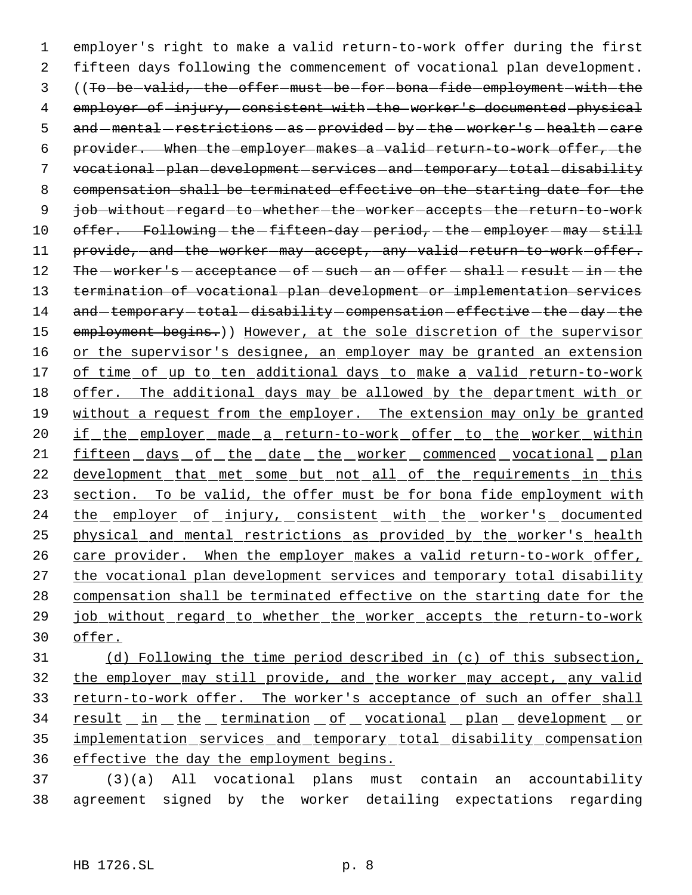employer's right to make a valid return-to-work offer during the first fifteen days following the commencement of vocational plan development. ((~~To be valid, the offer must be for bona fide employment with the employer of injury, consistent with the worker's documented physical and mental restrictions as provided by the worker's health care provider. When the employer makes a valid return-to-work offer, the vocational plan development services and temporary total disability compensation shall be terminated effective on the starting date for the job without regard to whether the worker accepts the return-to-work offer. Following the fifteen-day period, the employer may still provide, and the worker may accept, any valid return-to-work offer. The worker's acceptance of such an offer shall result in the termination of vocational plan development or implementation services and temporary total disability compensation effective the day the employment begins.~~)) <u>However, at the sole discretion of the supervisor or the supervisor's designee, an employer may be granted an extension of time of up to ten additional days to make a valid return-to-work offer. The additional days may be allowed by the department with or without a request from the employer. The extension may only be granted if the employer made a return-to-work offer to the worker within fifteen days of the date the worker commenced vocational plan development that met some but not all of the requirements in this section. To be valid, the offer must be for bona fide employment with the employer of injury, consistent with the worker's documented physical and mental restrictions as provided by the worker's health care provider. When the employer makes a valid return-to-work offer, the vocational plan development services and temporary total disability compensation shall be terminated effective on the starting date for the job without regard to whether the worker accepts the return-to-work offer.</u>

<u>(d) Following the time period described in (c) of this subsection, the employer may still provide, and the worker may accept, any valid return-to-work offer. The worker's acceptance of such an offer shall result in the termination of vocational plan development or implementation services and temporary total disability compensation effective the day the employment begins.</u>

(3)(a) All vocational plans must contain an accountability agreement signed by the worker detailing expectations regarding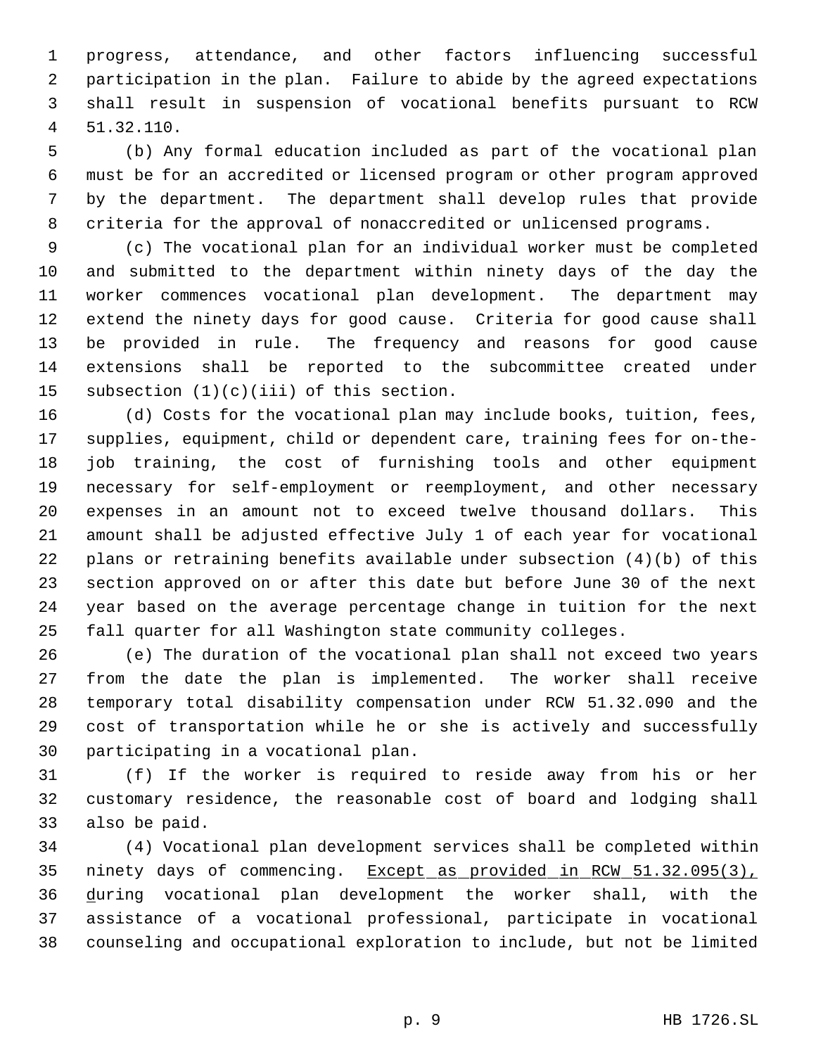progress, attendance, and other factors influencing successful participation in the plan. Failure to abide by the agreed expectations shall result in suspension of vocational benefits pursuant to RCW 51.32.110.

(b) Any formal education included as part of the vocational plan must be for an accredited or licensed program or other program approved by the department. The department shall develop rules that provide criteria for the approval of nonaccredited or unlicensed programs.

(c) The vocational plan for an individual worker must be completed and submitted to the department within ninety days of the day the worker commences vocational plan development. The department may extend the ninety days for good cause. Criteria for good cause shall be provided in rule. The frequency and reasons for good cause extensions shall be reported to the subcommittee created under subsection (1)(c)(iii) of this section.

(d) Costs for the vocational plan may include books, tuition, fees, supplies, equipment, child or dependent care, training fees for on-the-job training, the cost of furnishing tools and other equipment necessary for self-employment or reemployment, and other necessary expenses in an amount not to exceed twelve thousand dollars. This amount shall be adjusted effective July 1 of each year for vocational plans or retraining benefits available under subsection (4)(b) of this section approved on or after this date but before June 30 of the next year based on the average percentage change in tuition for the next fall quarter for all Washington state community colleges.

(e) The duration of the vocational plan shall not exceed two years from the date the plan is implemented. The worker shall receive temporary total disability compensation under RCW 51.32.090 and the cost of transportation while he or she is actively and successfully participating in a vocational plan.

(f) If the worker is required to reside away from his or her customary residence, the reasonable cost of board and lodging shall also be paid.

(4) Vocational plan development services shall be completed within ninety days of commencing. <u>Except as provided in RCW 51.32.095(3), d</u>uring vocational plan development the worker shall, with the assistance of a vocational professional, participate in vocational counseling and occupational exploration to include, but not be limited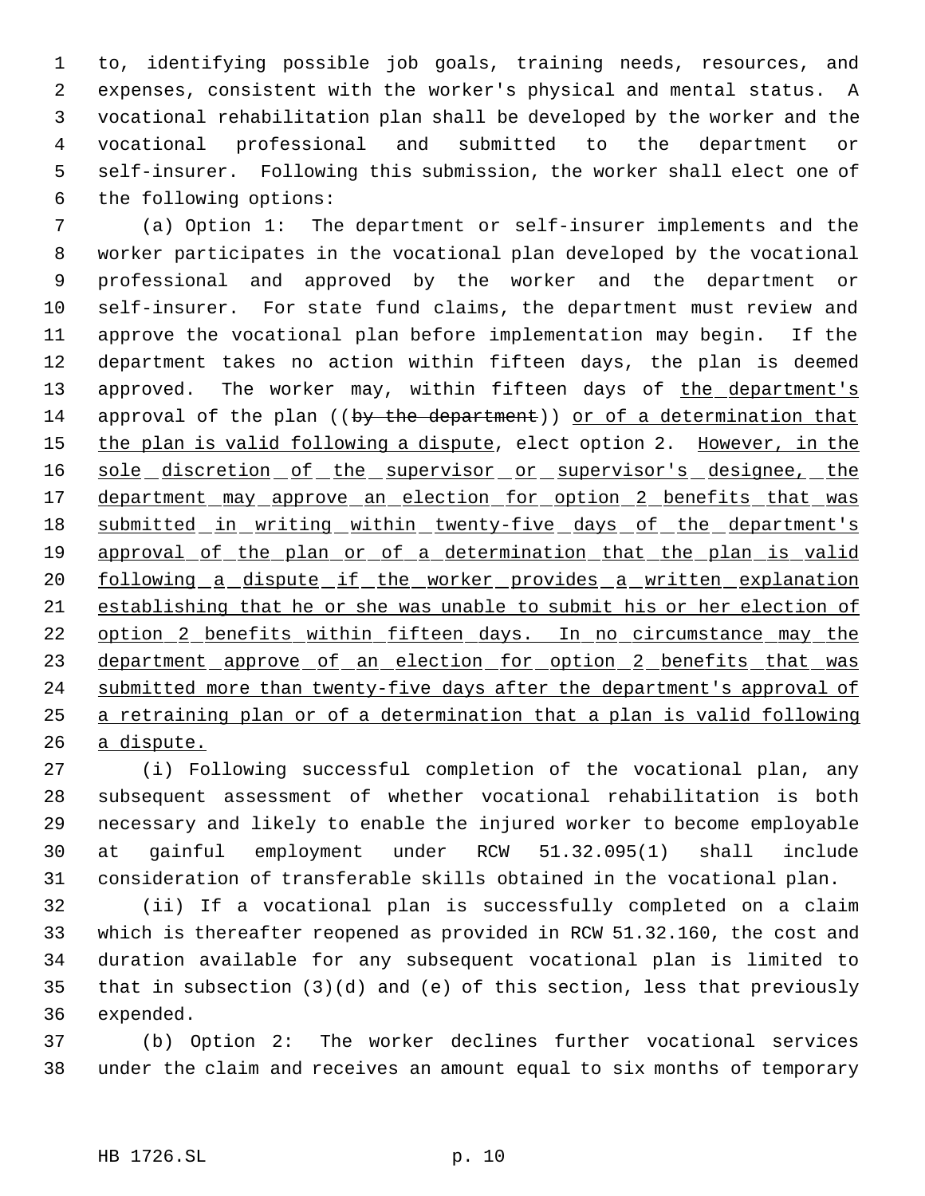to, identifying possible job goals, training needs, resources, and expenses, consistent with the worker's physical and mental status. A vocational rehabilitation plan shall be developed by the worker and the vocational professional and submitted to the department or self-insurer. Following this submission, the worker shall elect one of the following options:

(a) Option 1: The department or self-insurer implements and the worker participates in the vocational plan developed by the vocational professional and approved by the worker and the department or self-insurer. For state fund claims, the department must review and approve the vocational plan before implementation may begin. If the department takes no action within fifteen days, the plan is deemed approved. The worker may, within fifteen days of <u>the department's</u> approval of the plan ((~~by the department~~)) <u>or of a determination that the plan is valid following a dispute</u>, elect option 2. <u>However, in the sole discretion of the supervisor or supervisor's designee, the department may approve an election for option 2 benefits that was submitted in writing within twenty-five days of the department's approval of the plan or of a determination that the plan is valid following a dispute if the worker provides a written explanation establishing that he or she was unable to submit his or her election of option 2 benefits within fifteen days. In no circumstance may the department approve of an election for option 2 benefits that was submitted more than twenty-five days after the department's approval of a retraining plan or of a determination that a plan is valid following a dispute.</u>

(i) Following successful completion of the vocational plan, any subsequent assessment of whether vocational rehabilitation is both necessary and likely to enable the injured worker to become employable at gainful employment under RCW 51.32.095(1) shall include consideration of transferable skills obtained in the vocational plan.

(ii) If a vocational plan is successfully completed on a claim which is thereafter reopened as provided in RCW 51.32.160, the cost and duration available for any subsequent vocational plan is limited to that in subsection (3)(d) and (e) of this section, less that previously expended.

(b) Option 2: The worker declines further vocational services under the claim and receives an amount equal to six months of temporary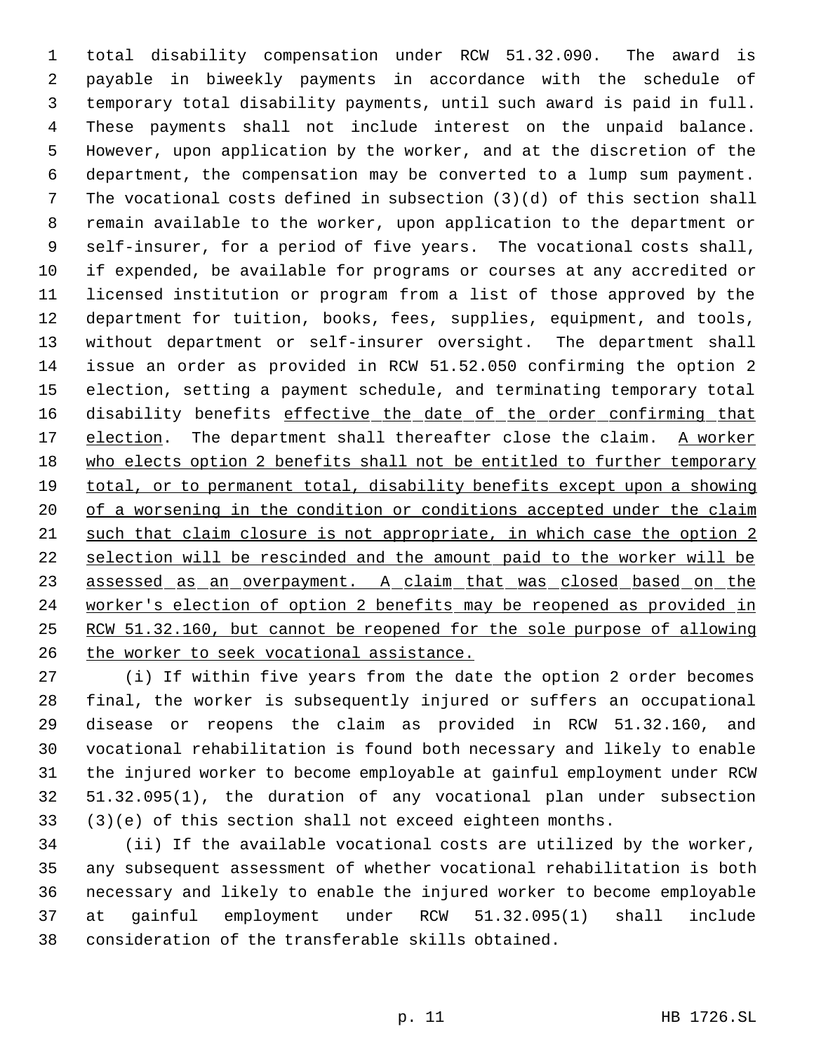total disability compensation under RCW 51.32.090. The award is payable in biweekly payments in accordance with the schedule of temporary total disability payments, until such award is paid in full. These payments shall not include interest on the unpaid balance. However, upon application by the worker, and at the discretion of the department, the compensation may be converted to a lump sum payment. The vocational costs defined in subsection (3)(d) of this section shall remain available to the worker, upon application to the department or self-insurer, for a period of five years. The vocational costs shall, if expended, be available for programs or courses at any accredited or licensed institution or program from a list of those approved by the department for tuition, books, fees, supplies, equipment, and tools, without department or self-insurer oversight. The department shall issue an order as provided in RCW 51.52.050 confirming the option 2 election, setting a payment schedule, and terminating temporary total disability benefits <u>effective the date of the order confirming that election</u>. The department shall thereafter close the claim. <u>A worker who elects option 2 benefits shall not be entitled to further temporary total, or to permanent total, disability benefits except upon a showing of a worsening in the condition or conditions accepted under the claim such that claim closure is not appropriate, in which case the option 2 selection will be rescinded and the amount paid to the worker will be assessed as an overpayment. A claim that was closed based on the worker's election of option 2 benefits may be reopened as provided in RCW 51.32.160, but cannot be reopened for the sole purpose of allowing the worker to seek vocational assistance.</u>

(i) If within five years from the date the option 2 order becomes final, the worker is subsequently injured or suffers an occupational disease or reopens the claim as provided in RCW 51.32.160, and vocational rehabilitation is found both necessary and likely to enable the injured worker to become employable at gainful employment under RCW 51.32.095(1), the duration of any vocational plan under subsection (3)(e) of this section shall not exceed eighteen months.

(ii) If the available vocational costs are utilized by the worker, any subsequent assessment of whether vocational rehabilitation is both necessary and likely to enable the injured worker to become employable at gainful employment under RCW 51.32.095(1) shall include consideration of the transferable skills obtained.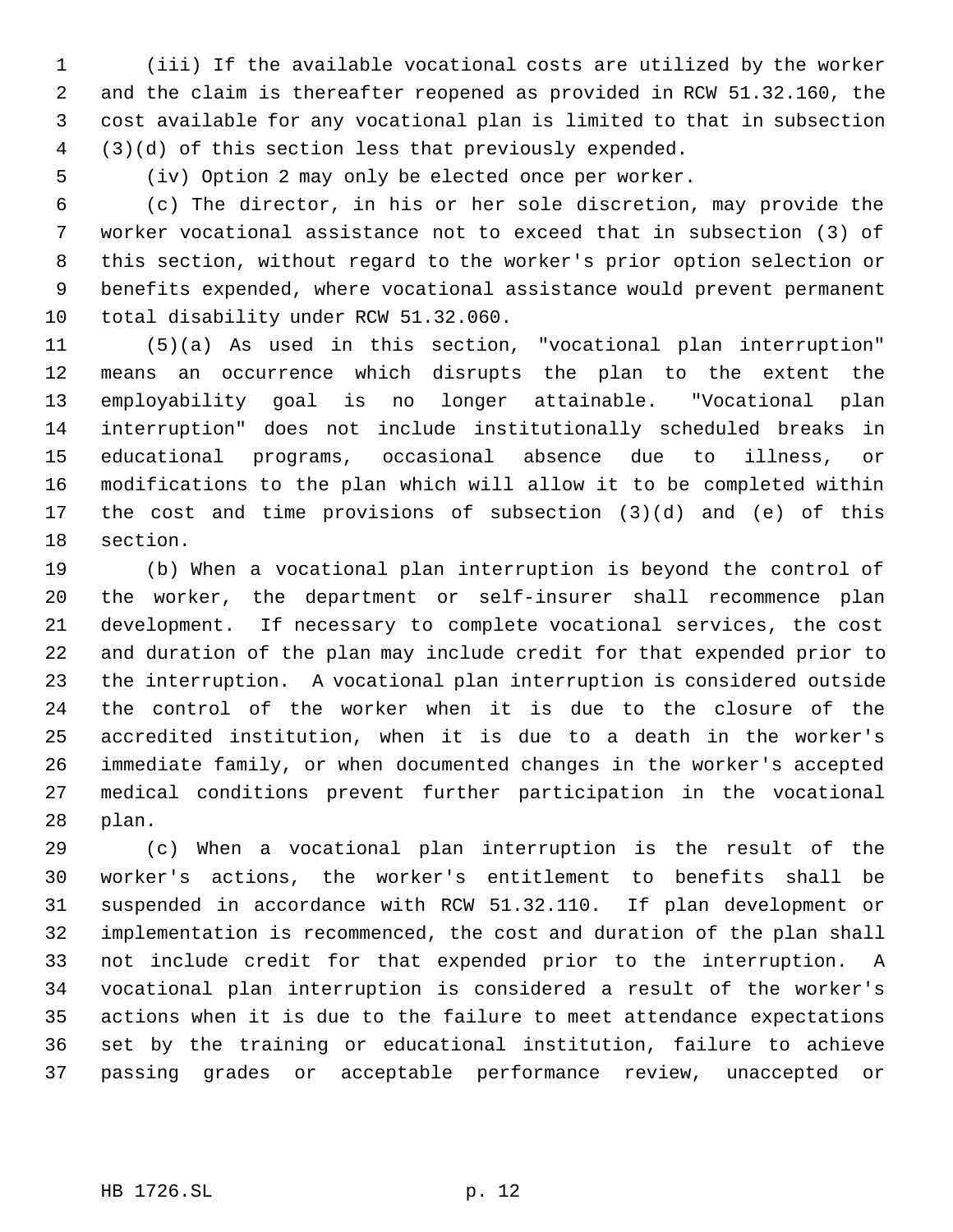(iii) If the available vocational costs are utilized by the worker and the claim is thereafter reopened as provided in RCW 51.32.160, the cost available for any vocational plan is limited to that in subsection (3)(d) of this section less that previously expended.

(iv) Option 2 may only be elected once per worker.

(c) The director, in his or her sole discretion, may provide the worker vocational assistance not to exceed that in subsection (3) of this section, without regard to the worker's prior option selection or benefits expended, where vocational assistance would prevent permanent total disability under RCW 51.32.060.

(5)(a) As used in this section, "vocational plan interruption" means an occurrence which disrupts the plan to the extent the employability goal is no longer attainable. "Vocational plan interruption" does not include institutionally scheduled breaks in educational programs, occasional absence due to illness, or modifications to the plan which will allow it to be completed within the cost and time provisions of subsection (3)(d) and (e) of this section.

(b) When a vocational plan interruption is beyond the control of the worker, the department or self-insurer shall recommence plan development. If necessary to complete vocational services, the cost and duration of the plan may include credit for that expended prior to the interruption. A vocational plan interruption is considered outside the control of the worker when it is due to the closure of the accredited institution, when it is due to a death in the worker's immediate family, or when documented changes in the worker's accepted medical conditions prevent further participation in the vocational plan.

(c) When a vocational plan interruption is the result of the worker's actions, the worker's entitlement to benefits shall be suspended in accordance with RCW 51.32.110. If plan development or implementation is recommenced, the cost and duration of the plan shall not include credit for that expended prior to the interruption. A vocational plan interruption is considered a result of the worker's actions when it is due to the failure to meet attendance expectations set by the training or educational institution, failure to achieve passing grades or acceptable performance review, unaccepted or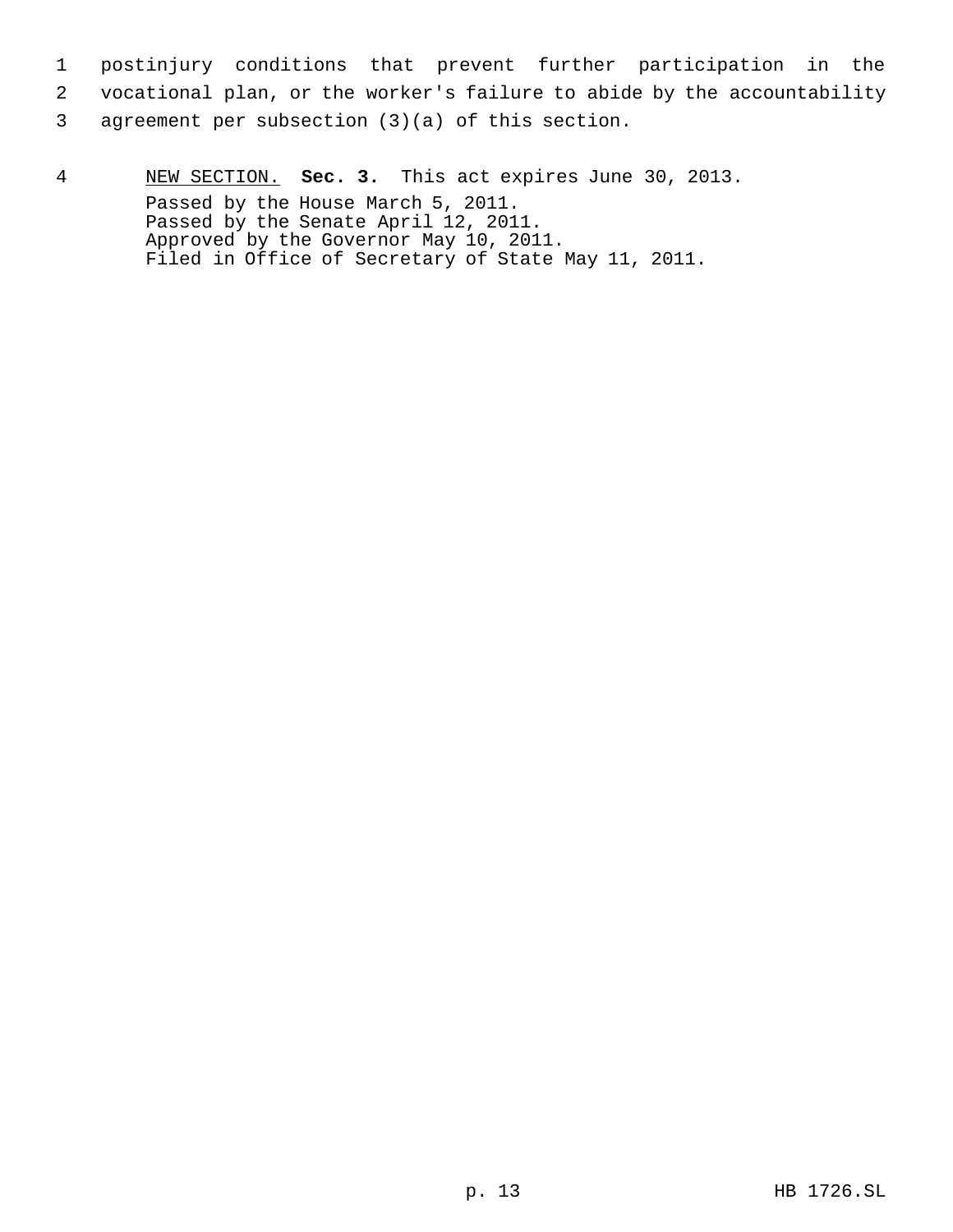postinjury conditions that prevent further participation in the vocational plan, or the worker's failure to abide by the accountability agreement per subsection (3)(a) of this section.

NEW SECTION. **Sec. 3.** This act expires June 30, 2013.

Passed by the House March 5, 2011.
Passed by the Senate April 12, 2011.
Approved by the Governor May 10, 2011.
Filed in Office of Secretary of State May 11, 2011.